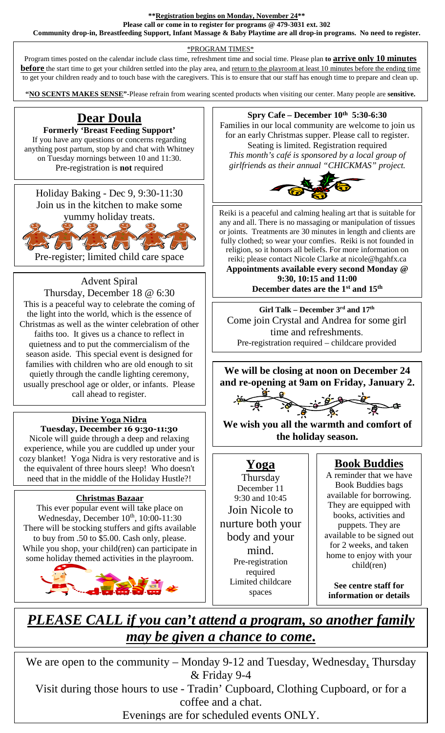**\*\*Registration begins on Monday, November 24\*\***

**Please call or come in to register for programs @ 479-3031 ext. 302**

**Community drop-in, Breastfeeding Support, Infant Massage & Baby Playtime are all drop-in programs. No need to register.**

\*PROGRAM TIMES\*

Program times posted on the calendar include class time, refreshment time and social time. Please plan **to arrive only 10 minutes before** the start time to get your children settled into the play area, and return to the playroom at least 10 minutes before the ending time to get your children ready and to touch base with the caregivers. This is to ensure that our staff has enough time to prepare and clean up.

**"NO SCENTS MAKES SENSE"**-Please refrain from wearing scented products when visiting our center. Many people are **sensitive.**

## Dear Doula

**Formerly 'Breast Feeding Support'**

If you have any questions or concerns regarding anything post partum, stop by and chat with Whitney on Tuesday mornings between 10 and 11:30. Pre-registration is **not** required

Holiday Baking - Dec 9, 9:30-11:30

Join us in the kitchen to make some yummy holiday treats.

Pre-register; limited child care space

Advent Spiral

Thursday, December 18 @ 6:30

This is a peaceful way to celebrate the coming of the light into the world, which is the essence of Christmas as well as the winter celebration of other faiths too. It gives us a chance to reflect in quietness and to put the commercialism of the season aside. This special event is designed for families with children who are old enough to sit quietly through the candle lighting ceremony, usually preschool age or older, or infants. Please call ahead to register.

**Divine Yoga Nidra**

**Tuesday, December 16 9:30-11:30**

Nicole will guide through a deep and relaxing experience, while you are cuddled up under your cozy blanket! Yoga Nidra is very restorative and is the equivalent of three hours sleep! Who doesn't need that in the middle of the Holiday Hustle?!

**Christmas Bazaar**

This ever popular event will take place on Wednesday, December 10th, 10:00-11:30. There will be stocking stuffers and gifts available to buy from .50 to $5.00. Cash only, please. While you shop, your child(ren) can participate in some holiday themed activities in the playroom.

**Spry Cafe – December 10th 5:30-6:30**

Families in our local community are welcome to join us for an early Christmas supper. Please call to register. Seating is limited. Registration required

*This month's café is sponsored by a local group of girlfriends as their annual "CHICKMAS" project.*

Reiki is a peaceful and calming healing art that is suitable for any and all. There is no massaging or manipulation of tissues or joints. Treatments are 30 minutes in length and clients are fully clothed; so wear your comfies. Reiki is not founded in religion, so it honors all beliefs. For more information on reiki; please contact Nicole Clarke at nicole@hgahfx.ca

**Appointments available every second Monday @ 9:30, 10:15 and 11:00**

**December dates are the 1st and 15th**

**Girl Talk – December 3rd and 17th**

Come join Crystal and Andrea for some girl time and refreshments.

Pre-registration required – childcare provided

**We will be closing at noon on December 24 and re-opening at 9am on Friday, January 2.**

**We wish you all the warmth and comfort of the holiday season.**

## Yoga

Thursday
December 11
9:30 and 10:45

Join Nicole to nurture both your body and your mind.

Pre-registration required
Limited childcare spaces

## Book Buddies

A reminder that we have Book Buddies bags available for borrowing. They are equipped with books, activities and puppets. They are available to be signed out for 2 weeks, and taken home to enjoy with your child(ren)

**See centre staff for information or details**

***PLEASE CALL if you can't attend a program, so another family may be given a chance to come.***

We are open to the community – Monday 9-12 and Tuesday, Wednesday, Thursday & Friday 9-4

Visit during those hours to use - Tradin' Cupboard, Clothing Cupboard, or for a coffee and a chat.

Evenings are for scheduled events ONLY.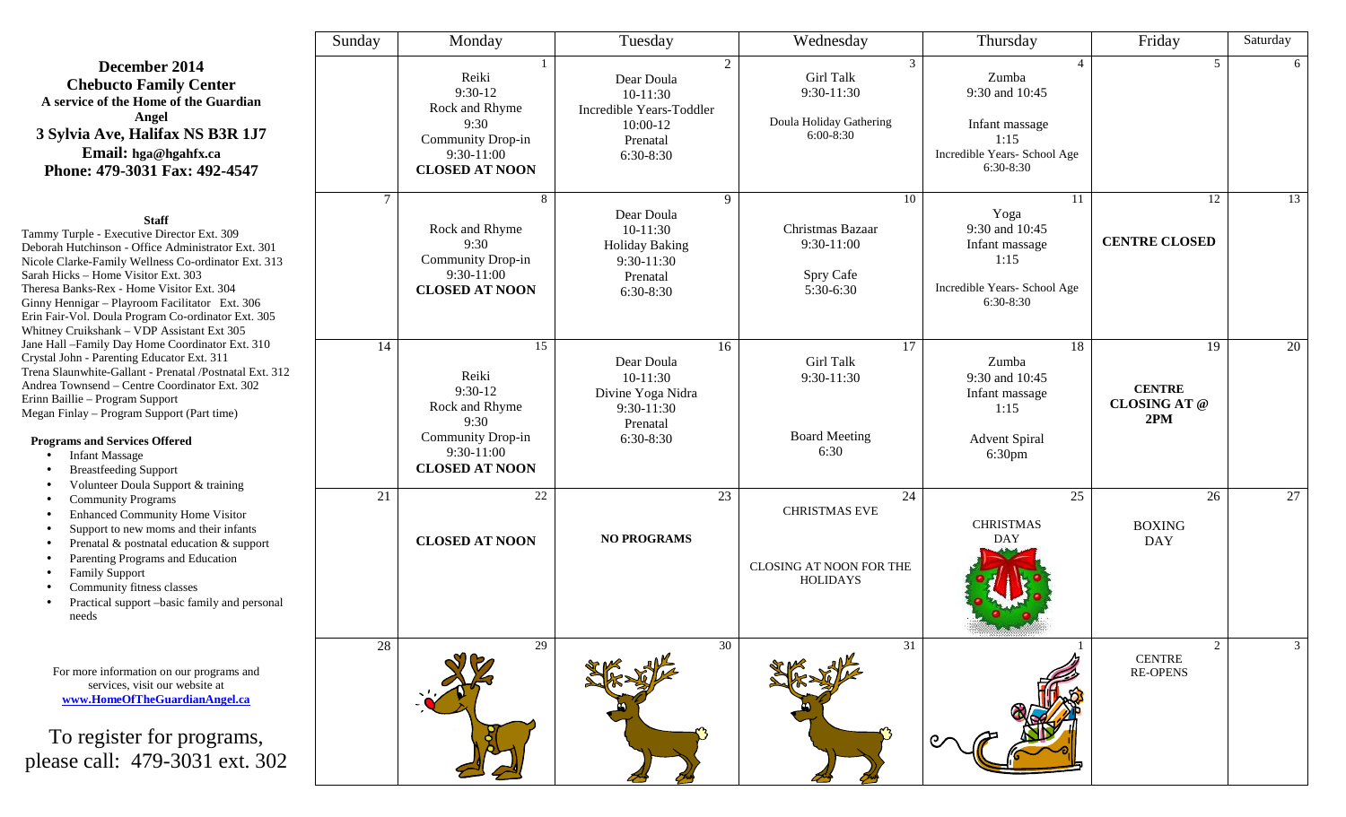**December 2014**
**Chebucto Family Center**
**A service of the Home of the Guardian Angel**
**3 Sylvia Ave, Halifax NS B3R 1J7**
**Email: hga@hgahfx.ca**
**Phone: 479-3031 Fax: 492-4547**

**Staff**

Tammy Turple - Executive Director Ext. 309
Deborah Hutchinson - Office Administrator Ext. 301
Nicole Clarke-Family Wellness Co-ordinator Ext. 313
Sarah Hicks – Home Visitor Ext. 303
Theresa Banks-Rex - Home Visitor Ext. 304
Ginny Hennigar – Playroom Facilitator Ext. 306
Erin Fair-Vol. Doula Program Co-ordinator Ext. 305
Whitney Cruikshank – VDP Assistant Ext 305
Jane Hall –Family Day Home Coordinator Ext. 310
Crystal John - Parenting Educator Ext. 311
Trena Slaunwhite-Gallant - Prenatal /Postnatal Ext. 312
Andrea Townsend – Centre Coordinator Ext. 302
Erinn Baillie – Program Support
Megan Finlay – Program Support (Part time)

**Programs and Services Offered**

- Infant Massage
- Breastfeeding Support
- Volunteer Doula Support & training
- Community Programs
- Enhanced Community Home Visitor
- Support to new moms and their infants
- Prenatal & postnatal education & support
- Parenting Programs and Education
- Family Support
- Community fitness classes
- Practical support –basic family and personal needs

For more information on our programs and services, visit our website at **www.HomeOfTheGuardianAngel.ca**

To register for programs, please call: 479-3031 ext. 302

| Sunday | Monday | Tuesday | Wednesday | Thursday | Friday | Saturday |
|---|---|---|---|---|---|---|
| | 1 Reiki 9:30-12 Rock and Rhyme 9:30 Community Drop-in 9:30-11:00 **CLOSED AT NOON** | 2 Dear Doula 10-11:30 Incredible Years-Toddler 10:00-12 Prenatal 6:30-8:30 | 3 Girl Talk 9:30-11:30 Doula Holiday Gathering 6:00-8:30 | 4 Zumba 9:30 and 10:45 Infant massage 1:15 Incredible Years- School Age 6:30-8:30 | 5 | 6 |
| 7 | 8 Rock and Rhyme 9:30 Community Drop-in 9:30-11:00 **CLOSED AT NOON** | 9 Dear Doula 10-11:30 Holiday Baking 9:30-11:30 Prenatal 6:30-8:30 | 10 Christmas Bazaar 9:30-11:00 Spry Cafe 5:30-6:30 | 11 Yoga 9:30 and 10:45 Infant massage 1:15 Incredible Years- School Age 6:30-8:30 | 12 **CENTRE CLOSED** | 13 |
| 14 | 15 Reiki 9:30-12 Rock and Rhyme 9:30 Community Drop-in 9:30-11:00 **CLOSED AT NOON** | 16 Dear Doula 10-11:30 Divine Yoga Nidra 9:30-11:30 Prenatal 6:30-8:30 | 17 Girl Talk 9:30-11:30 Board Meeting 6:30 | 18 Zumba 9:30 and 10:45 Infant massage 1:15 Advent Spiral 6:30pm | 19 **CENTRE CLOSING AT @ 2PM** | 20 |
| 21 | 22 **CLOSED AT NOON** | 23 **NO PROGRAMS** | 24 CHRISTMAS EVE CLOSING AT NOON FOR THE HOLIDAYS | 25 CHRISTMAS DAY | 26 BOXING DAY | 27 |
| 28 | 29 | 30 | 31 | 1 | 2 CENTRE RE-OPENS | 3 |